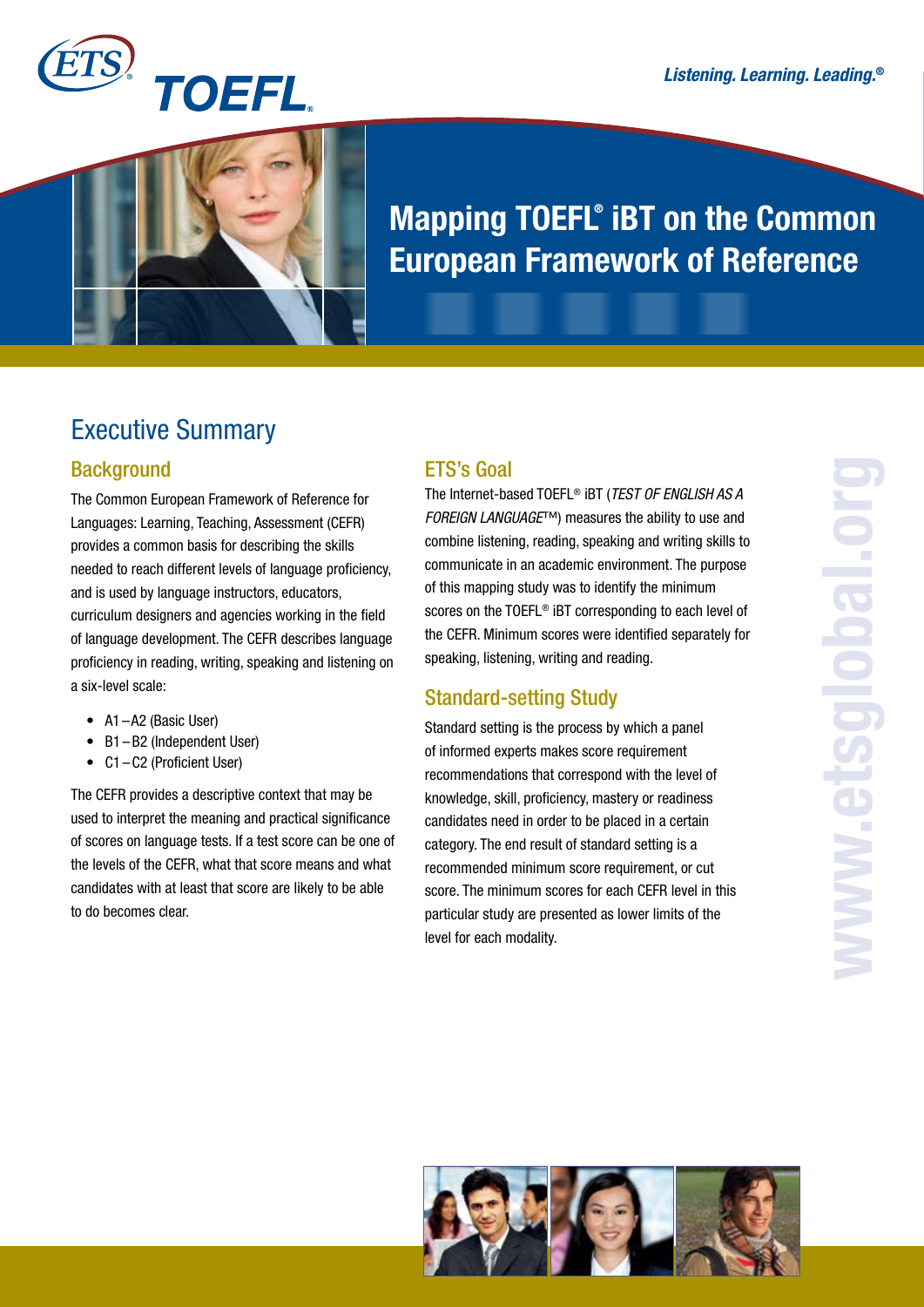ETS TOEFL

*Listening. Learning. Leading.®*

# Mapping TOEFL® iBT on the Common European Framework of Reference

## Executive Summary

### Background

The Common European Framework of Reference for Languages: Learning, Teaching, Assessment (CEFR) provides a common basis for describing the skills needed to reach different levels of language proficiency, and is used by language instructors, educators, curriculum designers and agencies working in the field of language development. The CEFR describes language proficiency in reading, writing, speaking and listening on a six-level scale:

- A1 – A2 (Basic User)
- B1 – B2 (Independent User)
- C1 – C2 (Proficient User)

The CEFR provides a descriptive context that may be used to interpret the meaning and practical significance of scores on language tests. If a test score can be one of the levels of the CEFR, what that score means and what candidates with at least that score are likely to be able to do becomes clear.

### ETS's Goal

The Internet-based TOEFL® iBT (*TEST OF ENGLISH AS A FOREIGN LANGUAGE*™) measures the ability to use and combine listening, reading, speaking and writing skills to communicate in an academic environment. The purpose of this mapping study was to identify the minimum scores on the TOEFL® iBT corresponding to each level of the CEFR. Minimum scores were identified separately for speaking, listening, writing and reading.

### Standard-setting Study

Standard setting is the process by which a panel of informed experts makes score requirement recommendations that correspond with the level of knowledge, skill, proficiency, mastery or readiness candidates need in order to be placed in a certain category. The end result of standard setting is a recommended minimum score requirement, or cut score. The minimum scores for each CEFR level in this particular study are presented as lower limits of the level for each modality.

www.etsglobal.org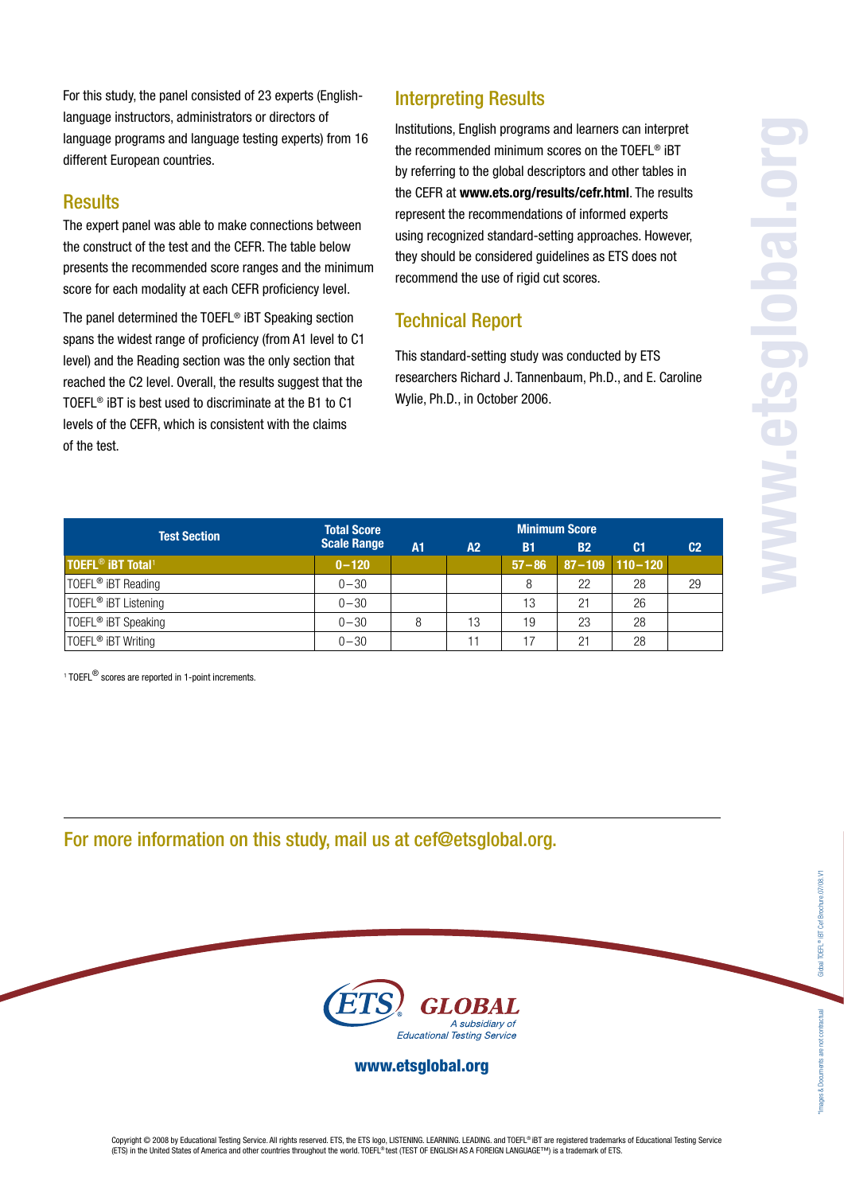For this study, the panel consisted of 23 experts (English-language instructors, administrators or directors of language programs and language testing experts) from 16 different European countries.

## Results

The expert panel was able to make connections between the construct of the test and the CEFR. The table below presents the recommended score ranges and the minimum score for each modality at each CEFR proficiency level.

The panel determined the TOEFL® iBT Speaking section spans the widest range of proficiency (from A1 level to C1 level) and the Reading section was the only section that reached the C2 level. Overall, the results suggest that the TOEFL® iBT is best used to discriminate at the B1 to C1 levels of the CEFR, which is consistent with the claims of the test.

## Interpreting Results

Institutions, English programs and learners can interpret the recommended minimum scores on the TOEFL® iBT by referring to the global descriptors and other tables in the CEFR at **www.ets.org/results/cefr.html**. The results represent the recommendations of informed experts using recognized standard-setting approaches. However, they should be considered guidelines as ETS does not recommend the use of rigid cut scores.

## Technical Report

This standard-setting study was conducted by ETS researchers Richard J. Tannenbaum, Ph.D., and E. Caroline Wylie, Ph.D., in October 2006.

| Test Section | Total Score Scale Range | Minimum Score | | | | | |
|---|---|---|---|---|---|---|---|
| | | A1 | A2 | B1 | B2 | C1 | C2 |
| **TOEFL® iBT Total**[1] | **0–120** | | | **57–86** | **87–109** | **110–120** | |
| TOEFL® iBT Reading | 0–30 | | | 8 | 22 | 28 | 29 |
| TOEFL® iBT Listening | 0–30 | | | 13 | 21 | 26 | |
| TOEFL® iBT Speaking | 0–30 | 8 | 13 | 19 | 23 | 28 | |
| TOEFL® iBT Writing | 0–30 | | 11 | 17 | 21 | 28 | |

[1] TOEFL® scores are reported in 1-point increments.

For more information on this study, mail us at cef@etsglobal.org.

ETS GLOBAL
A subsidiary of Educational Testing Service

www.etsglobal.org

Copyright © 2008 by Educational Testing Service. All rights reserved. ETS, the ETS logo, LISTENING. LEARNING. LEADING. and TOEFL® iBT are registered trademarks of Educational Testing Service (ETS) in the United States of America and other countries throughout the world. TOEFL® test (TEST OF ENGLISH AS A FOREIGN LANGUAGE™) is a trademark of ETS.